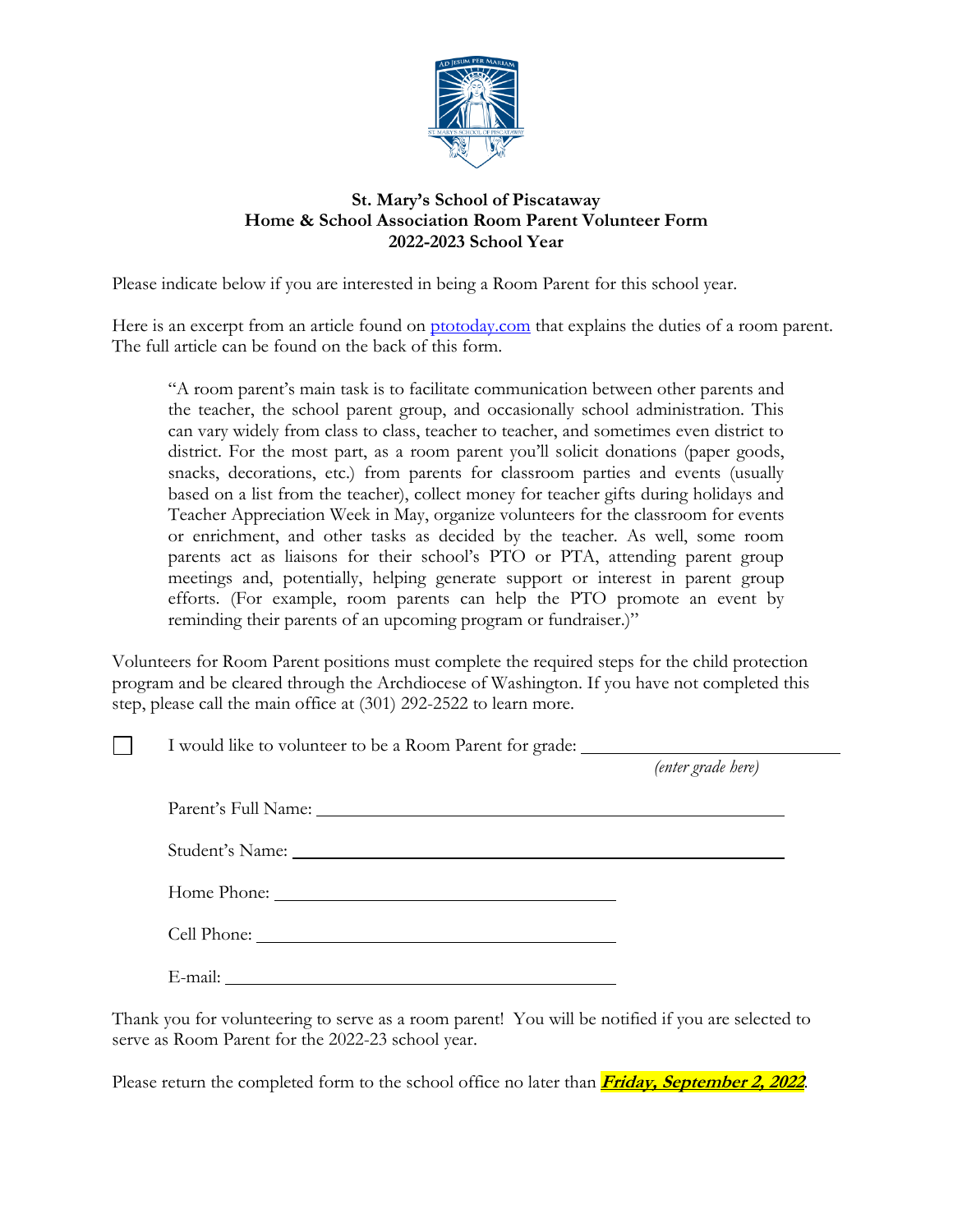**St. Mary's School of Piscataway**
**Home & School Association Room Parent Volunteer Form**
**2022-2023 School Year**

Please indicate below if you are interested in being a Room Parent for this school year.

Here is an excerpt from an article found on [ptotoday.com](ptotoday.com) that explains the duties of a room parent. The full article can be found on the back of this form.

> "A room parent's main task is to facilitate communication between other parents and the teacher, the school parent group, and occasionally school administration. This can vary widely from class to class, teacher to teacher, and sometimes even district to district. For the most part, as a room parent you'll solicit donations (paper goods, snacks, decorations, etc.) from parents for classroom parties and events (usually based on a list from the teacher), collect money for teacher gifts during holidays and Teacher Appreciation Week in May, organize volunteers for the classroom for events or enrichment, and other tasks as decided by the teacher. As well, some room parents act as liaisons for their school's PTO or PTA, attending parent group meetings and, potentially, helping generate support or interest in parent group efforts. (For example, room parents can help the PTO promote an event by reminding their parents of an upcoming program or fundraiser.)"

Volunteers for Room Parent positions must complete the required steps for the child protection program and be cleared through the Archdiocese of Washington. If you have not completed this step, please call the main office at (301) 292-2522 to learn more.

☐ I would like to volunteer to be a Room Parent for grade: ______________________
*(enter grade here)*

Parent's Full Name: ______________________________________________

Student's Name: ______________________________________________

Home Phone: ______________________________

Cell Phone: ______________________________

E-mail: ______________________________

Thank you for volunteering to serve as a room parent! You will be notified if you are selected to serve as Room Parent for the 2022-23 school year.

Please return the completed form to the school office no later than ***Friday, September 2, 2022***.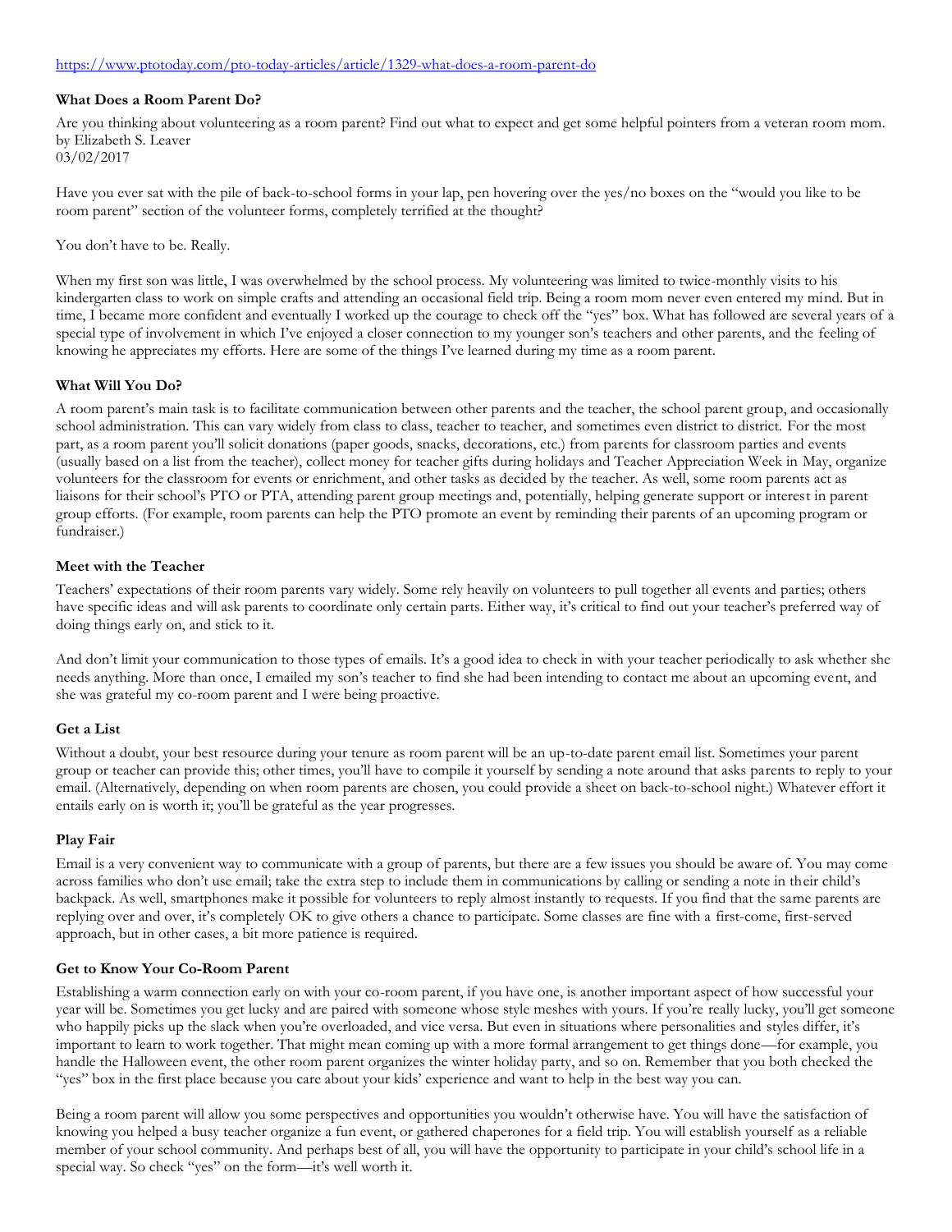https://www.ptotoday.com/pto-today-articles/article/1329-what-does-a-room-parent-do

**What Does a Room Parent Do?**

Are you thinking about volunteering as a room parent? Find out what to expect and get some helpful pointers from a veteran room mom.
by Elizabeth S. Leaver
03/02/2017

Have you ever sat with the pile of back-to-school forms in your lap, pen hovering over the yes/no boxes on the "would you like to be room parent" section of the volunteer forms, completely terrified at the thought?

You don't have to be. Really.

When my first son was little, I was overwhelmed by the school process. My volunteering was limited to twice-monthly visits to his kindergarten class to work on simple crafts and attending an occasional field trip. Being a room mom never even entered my mind. But in time, I became more confident and eventually I worked up the courage to check off the "yes" box. What has followed are several years of a special type of involvement in which I've enjoyed a closer connection to my younger son's teachers and other parents, and the feeling of knowing he appreciates my efforts. Here are some of the things I've learned during my time as a room parent.

### What Will You Do?

A room parent's main task is to facilitate communication between other parents and the teacher, the school parent group, and occasionally school administration. This can vary widely from class to class, teacher to teacher, and sometimes even district to district. For the most part, as a room parent you'll solicit donations (paper goods, snacks, decorations, etc.) from parents for classroom parties and events (usually based on a list from the teacher), collect money for teacher gifts during holidays and Teacher Appreciation Week in May, organize volunteers for the classroom for events or enrichment, and other tasks as decided by the teacher. As well, some room parents act as liaisons for their school's PTO or PTA, attending parent group meetings and, potentially, helping generate support or interest in parent group efforts. (For example, room parents can help the PTO promote an event by reminding their parents of an upcoming program or fundraiser.)

### Meet with the Teacher

Teachers' expectations of their room parents vary widely. Some rely heavily on volunteers to pull together all events and parties; others have specific ideas and will ask parents to coordinate only certain parts. Either way, it's critical to find out your teacher's preferred way of doing things early on, and stick to it.

And don't limit your communication to those types of emails. It's a good idea to check in with your teacher periodically to ask whether she needs anything. More than once, I emailed my son's teacher to find she had been intending to contact me about an upcoming event, and she was grateful my co-room parent and I were being proactive.

### Get a List

Without a doubt, your best resource during your tenure as room parent will be an up-to-date parent email list. Sometimes your parent group or teacher can provide this; other times, you'll have to compile it yourself by sending a note around that asks parents to reply to your email. (Alternatively, depending on when room parents are chosen, you could provide a sheet on back-to-school night.) Whatever effort it entails early on is worth it; you'll be grateful as the year progresses.

### Play Fair

Email is a very convenient way to communicate with a group of parents, but there are a few issues you should be aware of. You may come across families who don't use email; take the extra step to include them in communications by calling or sending a note in their child's backpack. As well, smartphones make it possible for volunteers to reply almost instantly to requests. If you find that the same parents are replying over and over, it's completely OK to give others a chance to participate. Some classes are fine with a first-come, first-served approach, but in other cases, a bit more patience is required.

### Get to Know Your Co-Room Parent

Establishing a warm connection early on with your co-room parent, if you have one, is another important aspect of how successful your year will be. Sometimes you get lucky and are paired with someone whose style meshes with yours. If you're really lucky, you'll get someone who happily picks up the slack when you're overloaded, and vice versa. But even in situations where personalities and styles differ, it's important to learn to work together. That might mean coming up with a more formal arrangement to get things done—for example, you handle the Halloween event, the other room parent organizes the winter holiday party, and so on. Remember that you both checked the "yes" box in the first place because you care about your kids' experience and want to help in the best way you can.

Being a room parent will allow you some perspectives and opportunities you wouldn't otherwise have. You will have the satisfaction of knowing you helped a busy teacher organize a fun event, or gathered chaperones for a field trip. You will establish yourself as a reliable member of your school community. And perhaps best of all, you will have the opportunity to participate in your child's school life in a special way. So check "yes" on the form—it's well worth it.